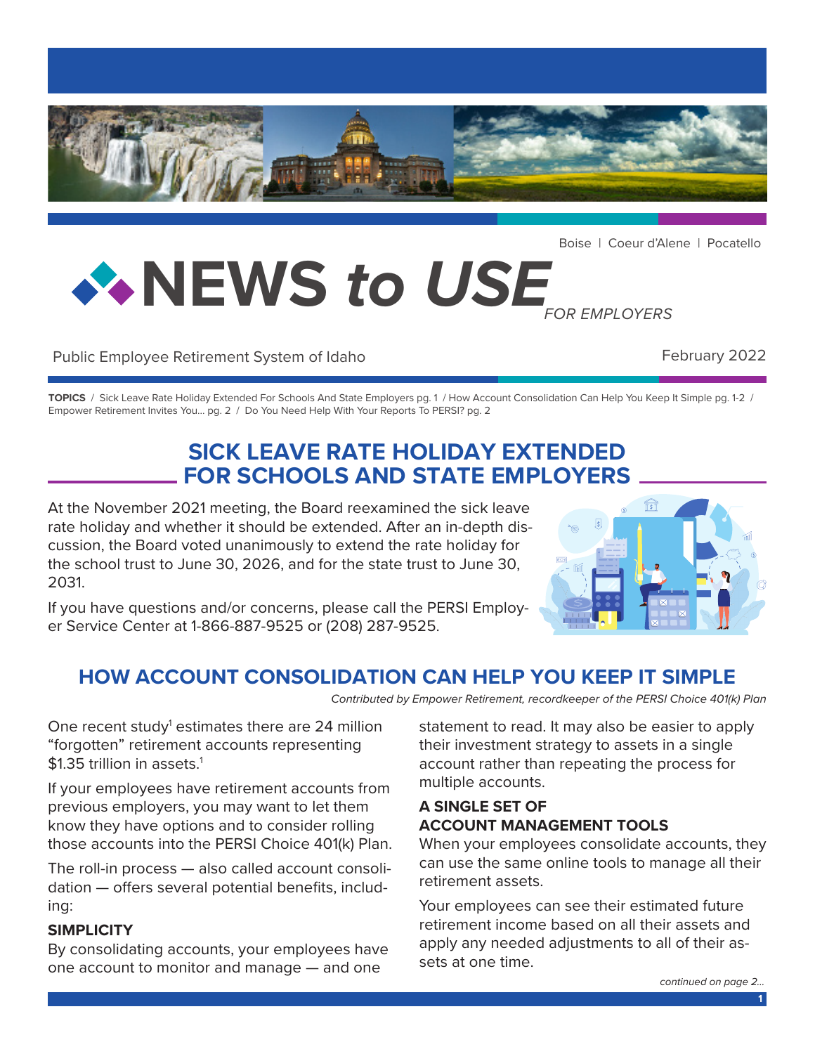Boise | Coeur d'Alene | Pocatello

# NEWS to USE *FOR EMPLOYERS*

Public Employee Retirement System of Idaho

February 2022

**TOPICS** / Sick Leave Rate Holiday Extended For Schools And State Employers pg. 1 / How Account Consolidation Can Help You Keep It Simple pg. 1-2 / Empower Retirement Invites You... pg. 2 / Do You Need Help With Your Reports To PERSI? pg. 2

## SICK LEAVE RATE HOLIDAY EXTENDED FOR SCHOOLS AND STATE EMPLOYERS

At the November 2021 meeting, the Board reexamined the sick leave rate holiday and whether it should be extended. After an in-depth discussion, the Board voted unanimously to extend the rate holiday for the school trust to June 30, 2026, and for the state trust to June 30, 2031.

If you have questions and/or concerns, please call the PERSI Employer Service Center at 1-866-887-9525 or (208) 287-9525.

## HOW ACCOUNT CONSOLIDATION CAN HELP YOU KEEP IT SIMPLE

*Contributed by Empower Retirement, recordkeeper of the PERSI Choice 401(k) Plan*

One recent study[1] estimates there are 24 million "forgotten" retirement accounts representing $1.35 trillion in assets.[1]

If your employees have retirement accounts from previous employers, you may want to let them know they have options and to consider rolling those accounts into the PERSI Choice 401(k) Plan.

The roll-in process — also called account consolidation — offers several potential benefits, including:

### SIMPLICITY

By consolidating accounts, your employees have one account to monitor and manage — and one statement to read. It may also be easier to apply their investment strategy to assets in a single account rather than repeating the process for multiple accounts.

### A SINGLE SET OF ACCOUNT MANAGEMENT TOOLS

When your employees consolidate accounts, they can use the same online tools to manage all their retirement assets.

Your employees can see their estimated future retirement income based on all their assets and apply any needed adjustments to all of their assets at one time.

*continued on page 2...*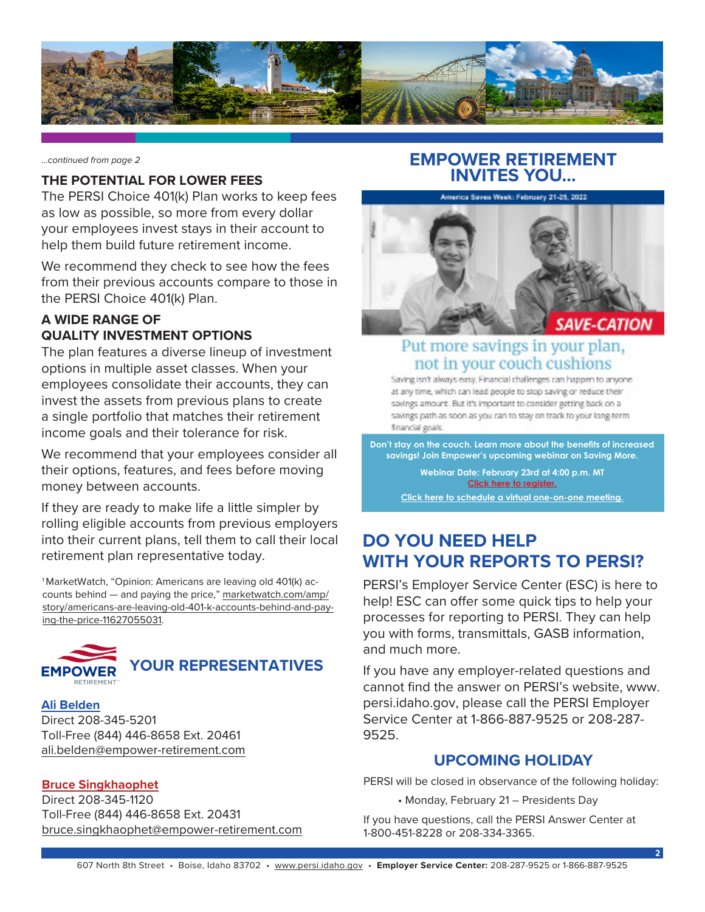*...continued from page 2*

## THE POTENTIAL FOR LOWER FEES

The PERSI Choice 401(k) Plan works to keep fees as low as possible, so more from every dollar your employees invest stays in their account to help them build future retirement income.

We recommend they check to see how the fees from their previous accounts compare to those in the PERSI Choice 401(k) Plan.

## A WIDE RANGE OF QUALITY INVESTMENT OPTIONS

The plan features a diverse lineup of investment options in multiple asset classes. When your employees consolidate their accounts, they can invest the assets from previous plans to create a single portfolio that matches their retirement income goals and their tolerance for risk.

We recommend that your employees consider all their options, features, and fees before moving money between accounts.

If they are ready to make life a little simpler by rolling eligible accounts from previous employers into their current plans, tell them to call their local retirement plan representative today.

[1]MarketWatch, "Opinion: Americans are leaving old 401(k) accounts behind — and paying the price," marketwatch.com/amp/story/americans-are-leaving-old-401-k-accounts-behind-and-paying-the-price-11627055031.

EMPOWER RETIREMENT

## YOUR REPRESENTATIVES

**Ali Belden**
Direct 208-345-5201
Toll-Free (844) 446-8658 Ext. 20461
ali.belden@empower-retirement.com

**Bruce Singkhaophet**
Direct 208-345-1120
Toll-Free (844) 446-8658 Ext. 20431
bruce.singkhaophet@empower-retirement.com

## EMPOWER RETIREMENT INVITES YOU...

America Saves Week: February 21-25, 2022

SAVE-CATION

### Put more savings in your plan, not in your couch cushions

Saving isn't always easy. Financial challenges can happen to anyone at any time, which can lead people to stop saving or reduce their savings amount. But it's important to consider getting back on a savings path as soon as you can to stay on track to your long-term financial goals.

**Don't stay on the couch. Learn more about the benefits of increased savings! Join Empower's upcoming webinar on Saving More.**

**Webinar Date: February 23rd at 4:00 p.m. MT**

**Click here to register.**

**Click here to schedule a virtual one-on-one meeting.**

## DO YOU NEED HELP WITH YOUR REPORTS TO PERSI?

PERSI's Employer Service Center (ESC) is here to help! ESC can offer some quick tips to help your processes for reporting to PERSI. They can help you with forms, transmittals, GASB information, and much more.

If you have any employer-related questions and cannot find the answer on PERSI's website, www.persi.idaho.gov, please call the PERSI Employer Service Center at 1-866-887-9525 or 208-287-9525.

## UPCOMING HOLIDAY

PERSI will be closed in observance of the following holiday:

- Monday, February 21 – Presidents Day

If you have questions, call the PERSI Answer Center at 1-800-451-8228 or 208-334-3365.